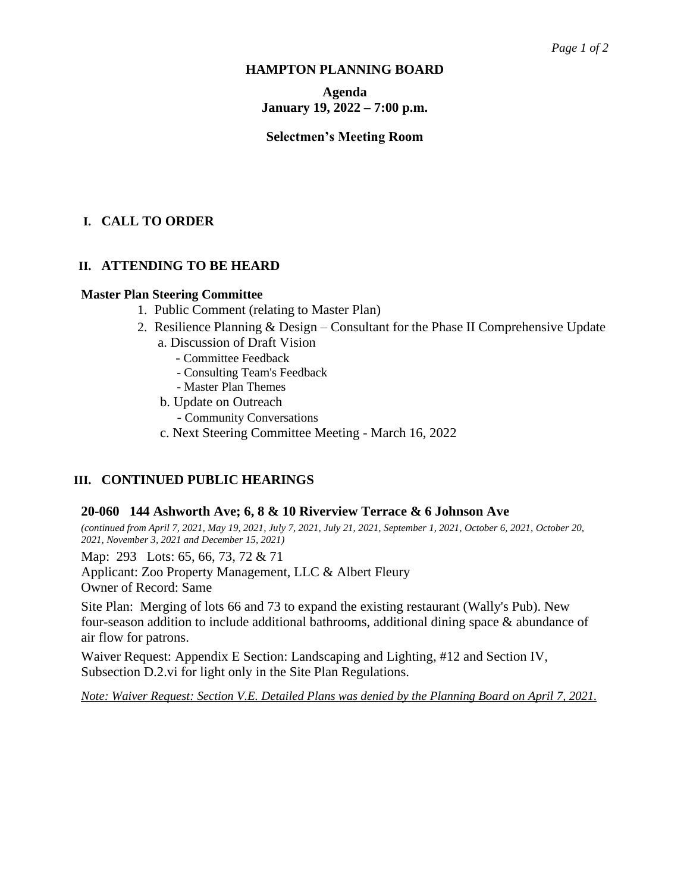# HAMPTON PLANNING BOARD

**Agenda**
**January 19, 2022 – 7:00 p.m.**

**Selectmen's Meeting Room**

## I. CALL TO ORDER

## II. ATTENDING TO BE HEARD

**Master Plan Steering Committee**

1. Public Comment (relating to Master Plan)
2. Resilience Planning & Design – Consultant for the Phase II Comprehensive Update
   a. Discussion of Draft Vision
      - Committee Feedback
      - Consulting Team's Feedback
      - Master Plan Themes

   b. Update on Outreach
      - Community Conversations

   c. Next Steering Committee Meeting - March 16, 2022

## III. CONTINUED PUBLIC HEARINGS

### 20-060 144 Ashworth Ave; 6, 8 & 10 Riverview Terrace & 6 Johnson Ave

*(continued from April 7, 2021, May 19, 2021, July 7, 2021, July 21, 2021, September 1, 2021, October 6, 2021, October 20, 2021, November 3, 2021 and December 15, 2021)*

Map: 293 Lots: 65, 66, 73, 72 & 71
Applicant: Zoo Property Management, LLC & Albert Fleury
Owner of Record: Same

Site Plan: Merging of lots 66 and 73 to expand the existing restaurant (Wally's Pub). New four-season addition to include additional bathrooms, additional dining space & abundance of air flow for patrons.

Waiver Request: Appendix E Section: Landscaping and Lighting, #12 and Section IV, Subsection D.2.vi for light only in the Site Plan Regulations.

*Note: Waiver Request: Section V.E. Detailed Plans was denied by the Planning Board on April 7, 2021.*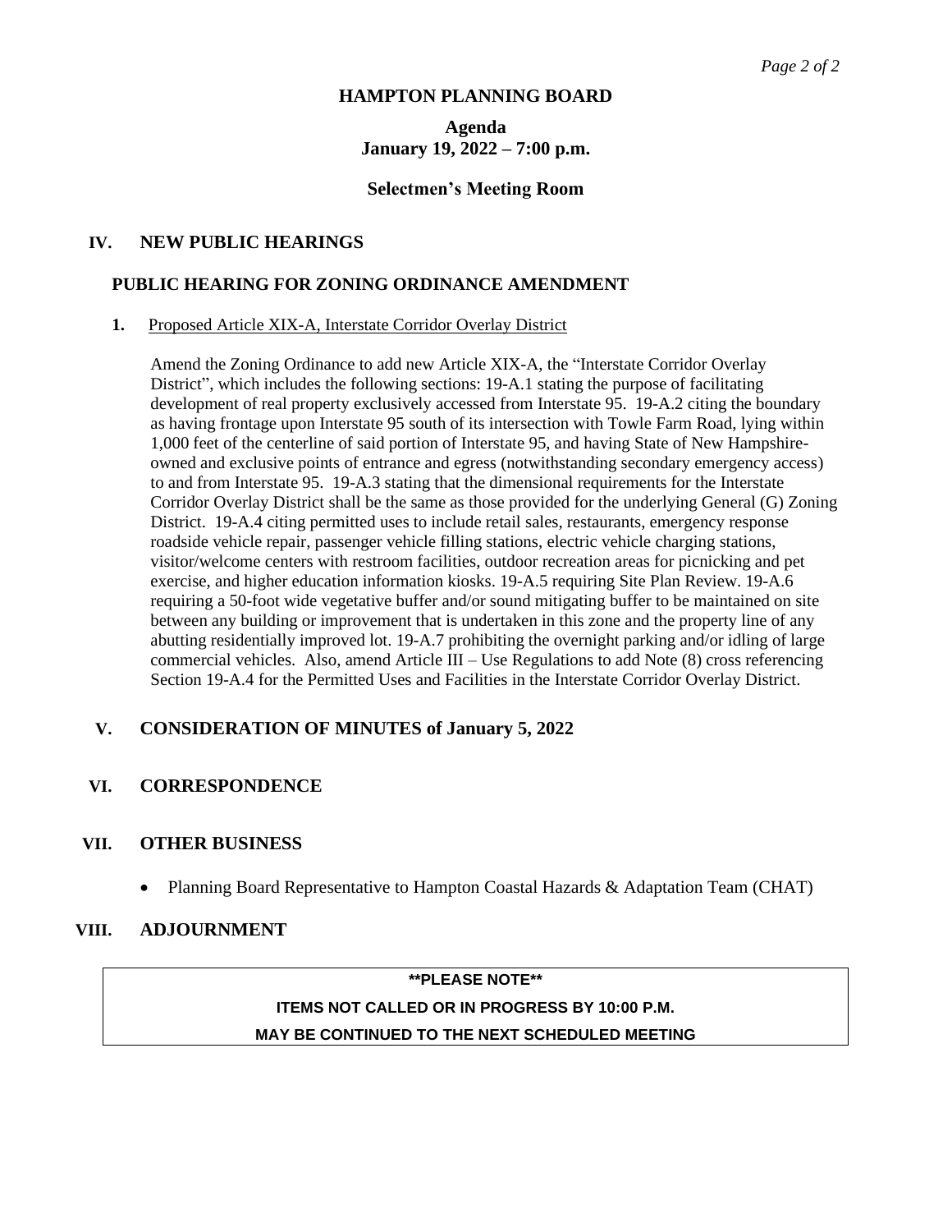# HAMPTON PLANNING BOARD

## Agenda
## January 19, 2022 – 7:00 p.m.

### Selectmen's Meeting Room

## IV. NEW PUBLIC HEARINGS

### PUBLIC HEARING FOR ZONING ORDINANCE AMENDMENT

**1.** Proposed Article XIX-A, Interstate Corridor Overlay District

Amend the Zoning Ordinance to add new Article XIX-A, the "Interstate Corridor Overlay District", which includes the following sections: 19-A.1 stating the purpose of facilitating development of real property exclusively accessed from Interstate 95. 19-A.2 citing the boundary as having frontage upon Interstate 95 south of its intersection with Towle Farm Road, lying within 1,000 feet of the centerline of said portion of Interstate 95, and having State of New Hampshire-owned and exclusive points of entrance and egress (notwithstanding secondary emergency access) to and from Interstate 95. 19-A.3 stating that the dimensional requirements for the Interstate Corridor Overlay District shall be the same as those provided for the underlying General (G) Zoning District. 19-A.4 citing permitted uses to include retail sales, restaurants, emergency response roadside vehicle repair, passenger vehicle filling stations, electric vehicle charging stations, visitor/welcome centers with restroom facilities, outdoor recreation areas for picnicking and pet exercise, and higher education information kiosks. 19-A.5 requiring Site Plan Review. 19-A.6 requiring a 50-foot wide vegetative buffer and/or sound mitigating buffer to be maintained on site between any building or improvement that is undertaken in this zone and the property line of any abutting residentially improved lot. 19-A.7 prohibiting the overnight parking and/or idling of large commercial vehicles. Also, amend Article III – Use Regulations to add Note (8) cross referencing Section 19-A.4 for the Permitted Uses and Facilities in the Interstate Corridor Overlay District.

## V. CONSIDERATION OF MINUTES of January 5, 2022

## VI. CORRESPONDENCE

## VII. OTHER BUSINESS

- Planning Board Representative to Hampton Coastal Hazards & Adaptation Team (CHAT)

## VIII. ADJOURNMENT

**PLEASE NOTE**

**ITEMS NOT CALLED OR IN PROGRESS BY 10:00 P.M.**

**MAY BE CONTINUED TO THE NEXT SCHEDULED MEETING**